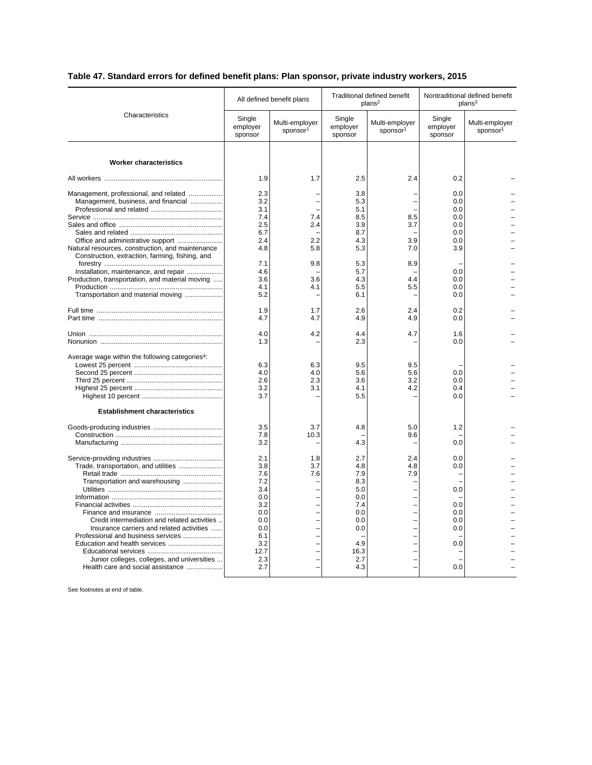## Table 47. Standard errors for defined benefit plans: Plan sponsor, private industry workers, 2015

| Characteristics | All defined benefit plans | | Traditional defined benefit plans[2] | | Nontraditional defined benefit plans[3] | |
|---|---|---|---|---|---|---|
| | Single employer sponsor | Multi-employer sponsor[1] | Single employer sponsor | Multi-employer sponsor[1] | Single employer sponsor | Multi-employer sponsor[1] |
| **Worker characteristics** | | | | | | |
| All workers | 1.9 | 1.7 | 2.5 | 2.4 | 0.2 | – |
| Management, professional, and related | 2.3 | – | 3.8 | – | 0.0 | – |
| Management, business, and financial | 3.2 | – | 5.3 | – | 0.0 | – |
| Professional and related | 3.1 | – | 5.1 | – | 0.0 | – |
| Service | 7.4 | 7.4 | 8.5 | 8.5 | 0.0 | – |
| Sales and office | 2.5 | 2.4 | 3.9 | 3.7 | 0.0 | – |
| Sales and related | 6.7 | – | 8.7 | – | 0.0 | – |
| Office and administrative support | 2.4 | 2.2 | 4.3 | 3.9 | 0.0 | – |
| Natural resources, construction, and maintenance | 4.8 | 5.8 | 5.3 | 7.0 | 3.9 | – |
| Construction, extraction, farming, fishing, and forestry | 7.1 | 9.8 | 5.3 | 8.9 | – | – |
| Installation, maintenance, and repair | 4.6 | – | 5.7 | – | 0.0 | – |
| Production, transportation, and material moving | 3.6 | 3.6 | 4.3 | 4.4 | 0.0 | – |
| Production | 4.1 | 4.1 | 5.5 | 5.5 | 0.0 | – |
| Transportation and material moving | 5.2 | – | 6.1 | – | 0.0 | – |
| Full time | 1.9 | 1.7 | 2.6 | 2.4 | 0.2 | – |
| Part time | 4.7 | 4.7 | 4.9 | 4.9 | 0.0 | – |
| Union | 4.0 | 4.2 | 4.4 | 4.7 | 1.6 | – |
| Nonunion | 1.3 | – | 2.3 | – | 0.0 | – |
| Average wage within the following categories[4]: | | | | | | |
| Lowest 25 percent | 6.3 | 6.3 | 9.5 | 9.5 | – | – |
| Second 25 percent | 4.0 | 4.0 | 5.6 | 5.6 | 0.0 | – |
| Third 25 percent | 2.6 | 2.3 | 3.6 | 3.2 | 0.0 | – |
| Highest 25 percent | 3.2 | 3.1 | 4.1 | 4.2 | 0.4 | – |
| Highest 10 percent | 3.7 | – | 5.5 | – | 0.0 | – |
| **Establishment characteristics** | | | | | | |
| Goods-producing industries | 3.5 | 3.7 | 4.8 | 5.0 | 1.2 | – |
| Construction | 7.8 | 10.3 | – | 9.6 | – | – |
| Manufacturing | 3.2 | – | 4.3 | – | 0.0 | – |
| Service-providing industries | 2.1 | 1.8 | 2.7 | 2.4 | 0.0 | – |
| Trade, transportation, and utilities | 3.8 | 3.7 | 4.8 | 4.8 | 0.0 | – |
| Retail trade | 7.6 | 7.6 | 7.9 | 7.9 | – | – |
| Transportation and warehousing | 7.2 | – | 8.3 | – | – | – |
| Utilities | 3.4 | – | 5.0 | – | 0.0 | – |
| Information | 0.0 | – | 0.0 | – | – | – |
| Financial activities | 3.2 | – | 7.4 | – | 0.0 | – |
| Finance and insurance | 0.0 | – | 0.0 | – | 0.0 | – |
| Credit intermediation and related activities | 0.0 | – | 0.0 | – | 0.0 | – |
| Insurance carriers and related activities | 0.0 | – | 0.0 | – | 0.0 | – |
| Professional and business services | 6.1 | – | – | – | – | – |
| Education and health services | 3.2 | – | 4.9 | – | 0.0 | – |
| Educational services | 12.7 | – | 16.3 | – | – | – |
| Junior colleges, colleges, and universities | 2.3 | – | 2.7 | – | – | – |
| Health care and social assistance | 2.7 | – | 4.3 | – | 0.0 | – |

See footnotes at end of table.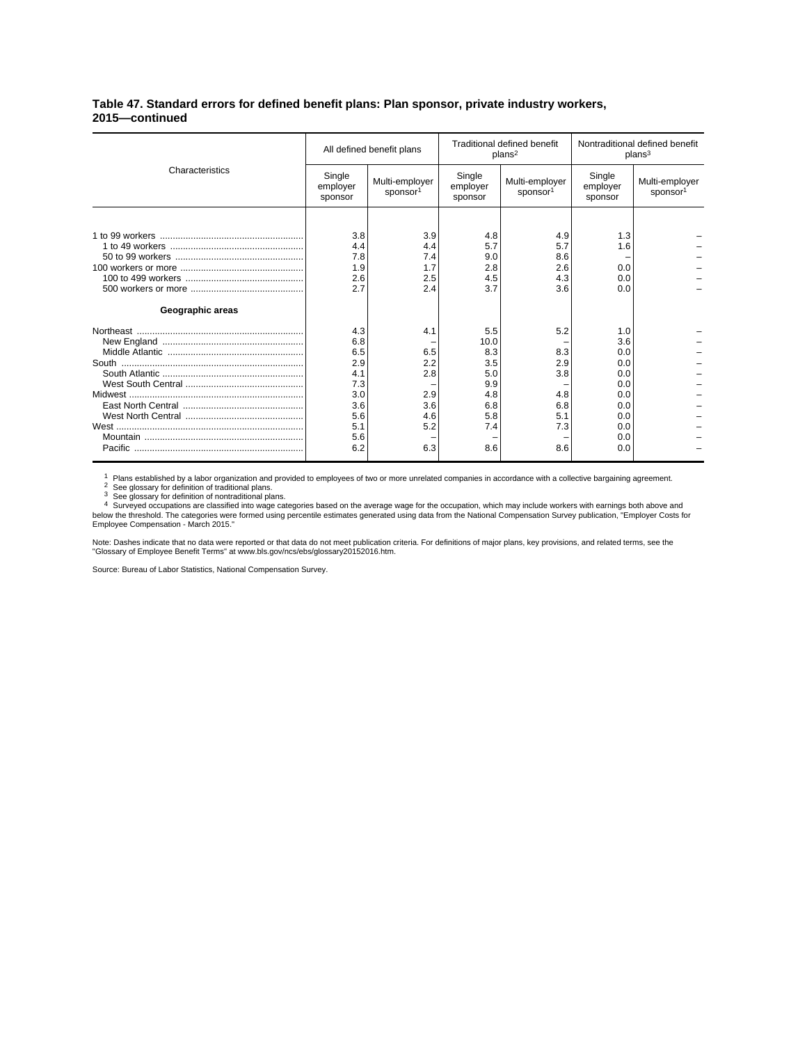**Table 47. Standard errors for defined benefit plans: Plan sponsor, private industry workers, 2015—continued**

| Characteristics | All defined benefit plans | | Traditional defined benefit plans[2] | | Nontraditional defined benefit plans[3] | |
|---|---|---|---|---|---|---|
| | Single employer sponsor | Multi-employer sponsor[1] | Single employer sponsor | Multi-employer sponsor[1] | Single employer sponsor | Multi-employer sponsor[1] |
| 1 to 99 workers | 3.8 | 3.9 | 4.8 | 4.9 | 1.3 | – |
| 1 to 49 workers | 4.4 | 4.4 | 5.7 | 5.7 | 1.6 | – |
| 50 to 99 workers | 7.8 | 7.4 | 9.0 | 8.6 | – | – |
| 100 workers or more | 1.9 | 1.7 | 2.8 | 2.6 | 0.0 | – |
| 100 to 499 workers | 2.6 | 2.5 | 4.5 | 4.3 | 0.0 | – |
| 500 workers or more | 2.7 | 2.4 | 3.7 | 3.6 | 0.0 | – |
| **Geographic areas** | | | | | | |
| Northeast | 4.3 | 4.1 | 5.5 | 5.2 | 1.0 | – |
| New England | 6.8 | – | 10.0 | – | 3.6 | – |
| Middle Atlantic | 6.5 | 6.5 | 8.3 | 8.3 | 0.0 | – |
| South | 2.9 | 2.2 | 3.5 | 2.9 | 0.0 | – |
| South Atlantic | 4.1 | 2.8 | 5.0 | 3.8 | 0.0 | – |
| West South Central | 7.3 | – | 9.9 | – | 0.0 | – |
| Midwest | 3.0 | 2.9 | 4.8 | 4.8 | 0.0 | – |
| East North Central | 3.6 | 3.6 | 6.8 | 6.8 | 0.0 | – |
| West North Central | 5.6 | 4.6 | 5.8 | 5.1 | 0.0 | – |
| West | 5.1 | 5.2 | 7.4 | 7.3 | 0.0 | – |
| Mountain | 5.6 | – | – | – | 0.0 | – |
| Pacific | 6.2 | 6.3 | 8.6 | 8.6 | 0.0 | – |

[1] Plans established by a labor organization and provided to employees of two or more unrelated companies in accordance with a collective bargaining agreement.
[2] See glossary for definition of traditional plans.
[3] See glossary for definition of nontraditional plans.
[4] Surveyed occupations are classified into wage categories based on the average wage for the occupation, which may include workers with earnings both above and below the threshold. The categories were formed using percentile estimates generated using data from the National Compensation Survey publication, "Employer Costs for Employee Compensation - March 2015."

Note: Dashes indicate that no data were reported or that data do not meet publication criteria. For definitions of major plans, key provisions, and related terms, see the "Glossary of Employee Benefit Terms" at www.bls.gov/ncs/ebs/glossary20152016.htm.

Source: Bureau of Labor Statistics, National Compensation Survey.